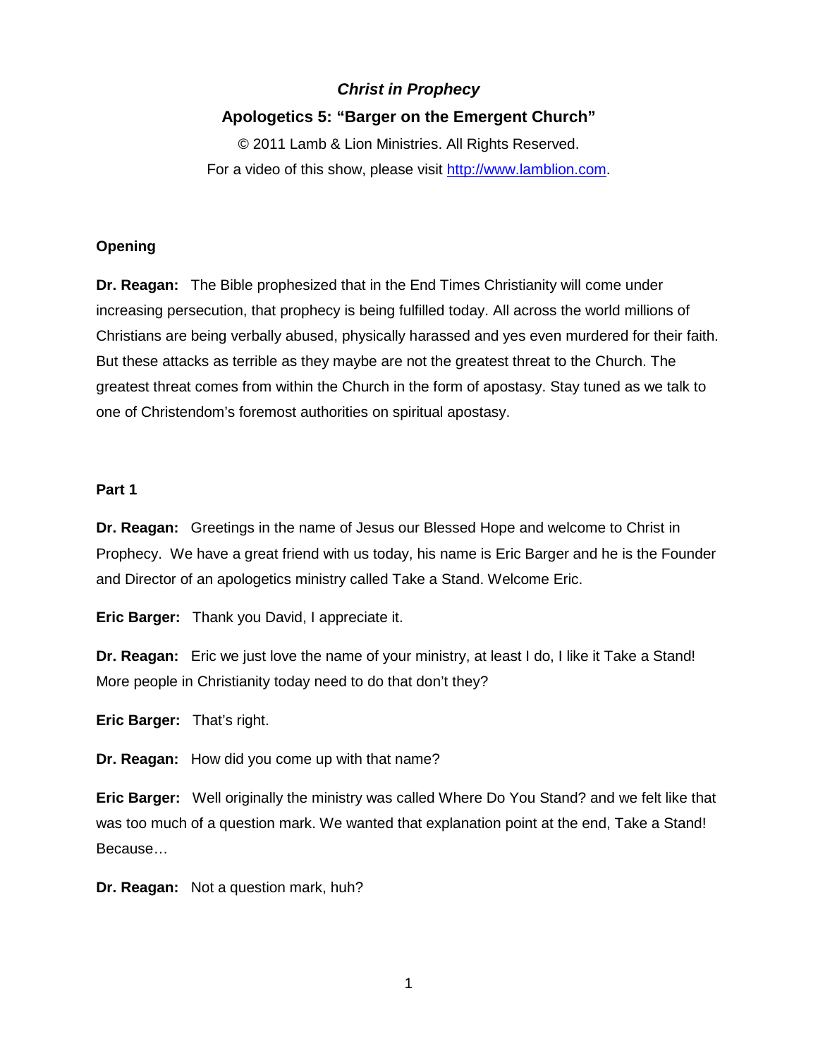# *Christ in Prophecy*

## Apologetics 5: "Barger on the Emergent Church"

© 2011 Lamb & Lion Ministries. All Rights Reserved.

For a video of this show, please visit [http://www.lamblion.com](http://www.lamblion.com).

### Opening

**Dr. Reagan:** The Bible prophesized that in the End Times Christianity will come under increasing persecution, that prophecy is being fulfilled today. All across the world millions of Christians are being verbally abused, physically harassed and yes even murdered for their faith. But these attacks as terrible as they maybe are not the greatest threat to the Church. The greatest threat comes from within the Church in the form of apostasy. Stay tuned as we talk to one of Christendom's foremost authorities on spiritual apostasy.

### Part 1

**Dr. Reagan:** Greetings in the name of Jesus our Blessed Hope and welcome to Christ in Prophecy. We have a great friend with us today, his name is Eric Barger and he is the Founder and Director of an apologetics ministry called Take a Stand. Welcome Eric.

**Eric Barger:** Thank you David, I appreciate it.

**Dr. Reagan:** Eric we just love the name of your ministry, at least I do, I like it Take a Stand! More people in Christianity today need to do that don't they?

**Eric Barger:** That's right.

**Dr. Reagan:** How did you come up with that name?

**Eric Barger:** Well originally the ministry was called Where Do You Stand? and we felt like that was too much of a question mark. We wanted that explanation point at the end, Take a Stand! Because…

**Dr. Reagan:** Not a question mark, huh?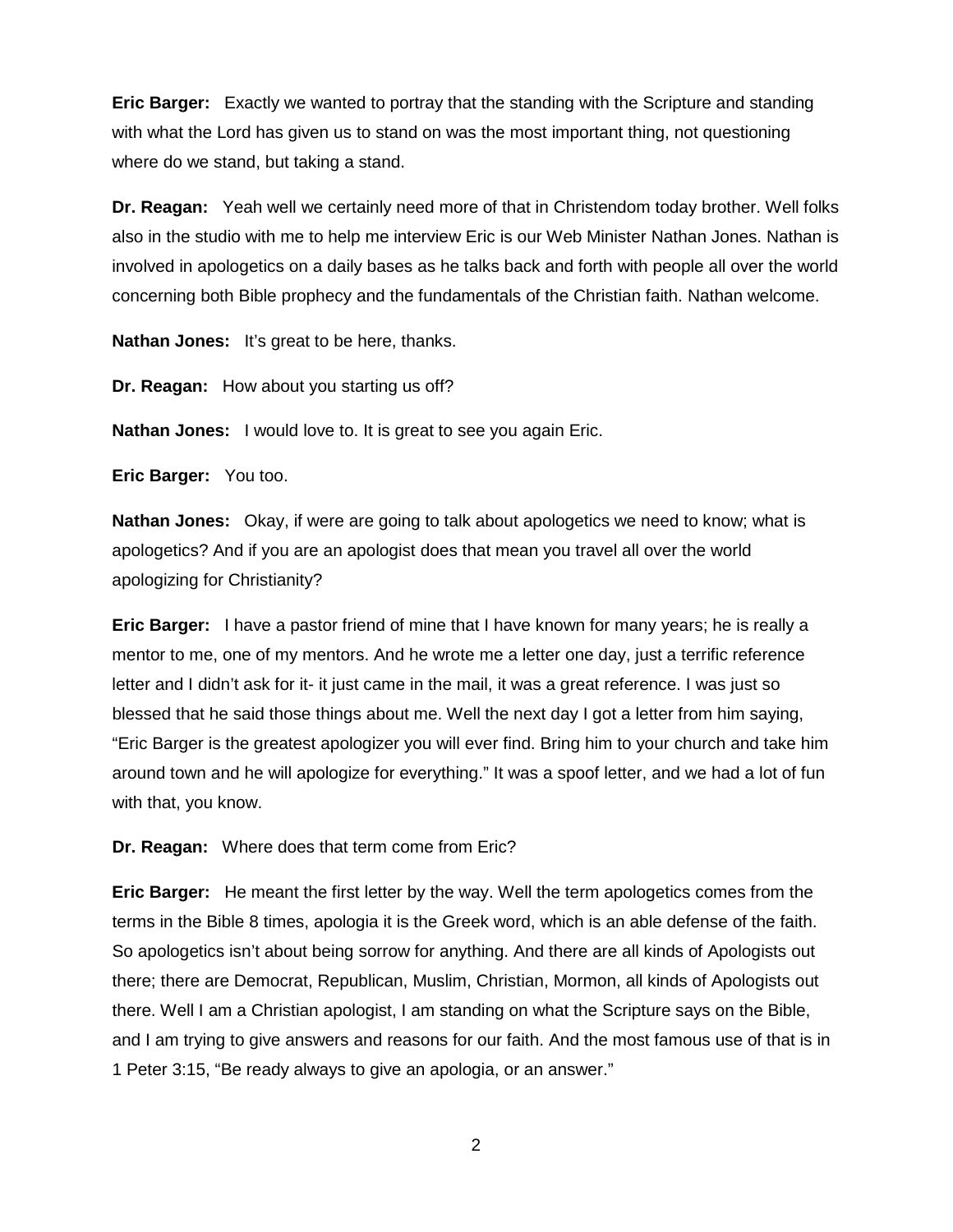**Eric Barger:** Exactly we wanted to portray that the standing with the Scripture and standing with what the Lord has given us to stand on was the most important thing, not questioning where do we stand, but taking a stand.

**Dr. Reagan:** Yeah well we certainly need more of that in Christendom today brother. Well folks also in the studio with me to help me interview Eric is our Web Minister Nathan Jones. Nathan is involved in apologetics on a daily bases as he talks back and forth with people all over the world concerning both Bible prophecy and the fundamentals of the Christian faith. Nathan welcome.

**Nathan Jones:** It's great to be here, thanks.

**Dr. Reagan:** How about you starting us off?

**Nathan Jones:** I would love to. It is great to see you again Eric.

**Eric Barger:** You too.

**Nathan Jones:** Okay, if were are going to talk about apologetics we need to know; what is apologetics? And if you are an apologist does that mean you travel all over the world apologizing for Christianity?

**Eric Barger:** I have a pastor friend of mine that I have known for many years; he is really a mentor to me, one of my mentors. And he wrote me a letter one day, just a terrific reference letter and I didn't ask for it- it just came in the mail, it was a great reference. I was just so blessed that he said those things about me. Well the next day I got a letter from him saying, "Eric Barger is the greatest apologizer you will ever find. Bring him to your church and take him around town and he will apologize for everything." It was a spoof letter, and we had a lot of fun with that, you know.

**Dr. Reagan:** Where does that term come from Eric?

**Eric Barger:** He meant the first letter by the way. Well the term apologetics comes from the terms in the Bible 8 times, apologia it is the Greek word, which is an able defense of the faith. So apologetics isn't about being sorrow for anything. And there are all kinds of Apologists out there; there are Democrat, Republican, Muslim, Christian, Mormon, all kinds of Apologists out there. Well I am a Christian apologist, I am standing on what the Scripture says on the Bible, and I am trying to give answers and reasons for our faith. And the most famous use of that is in 1 Peter 3:15, "Be ready always to give an apologia, or an answer."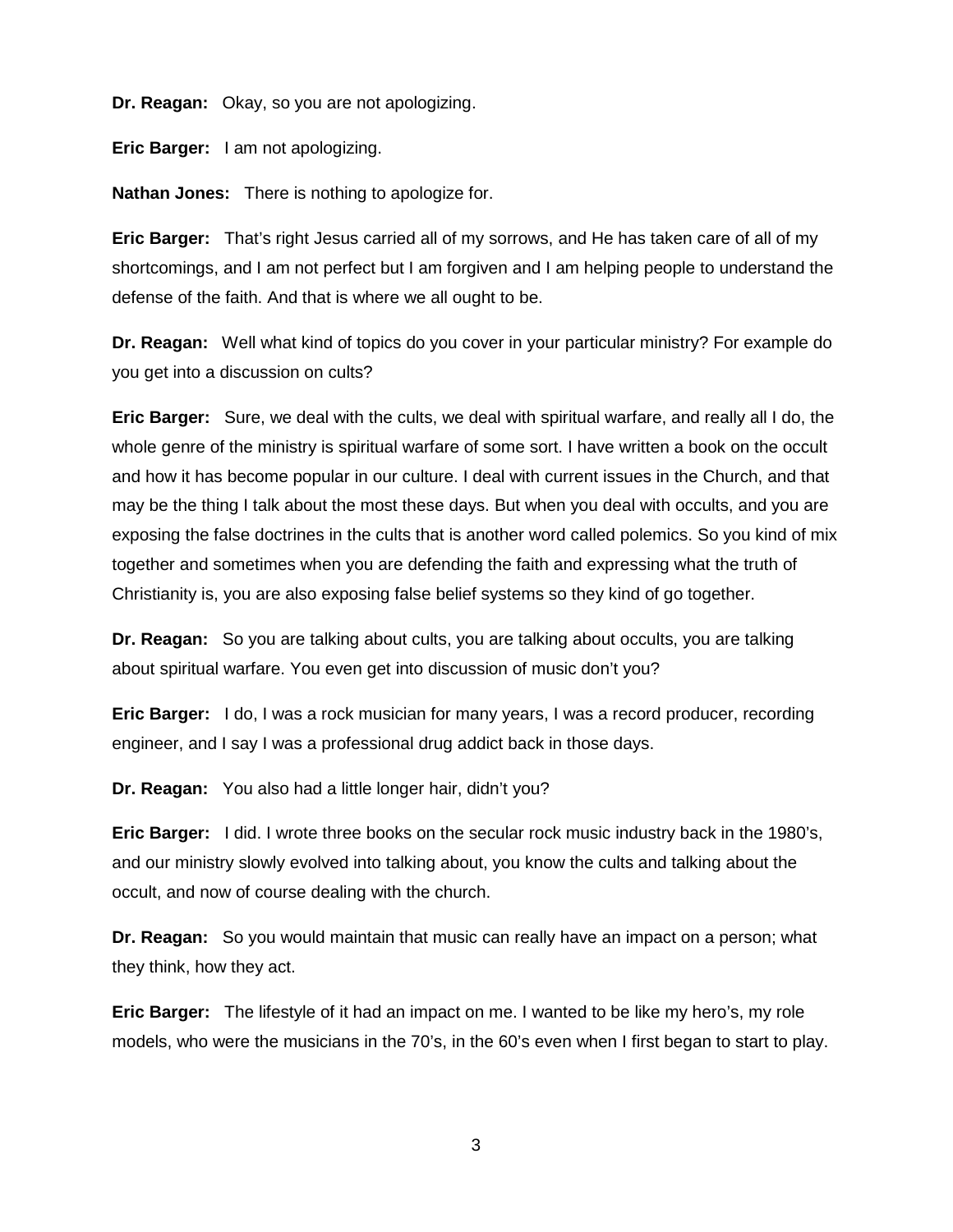**Dr. Reagan:** Okay, so you are not apologizing.

**Eric Barger:** I am not apologizing.

**Nathan Jones:** There is nothing to apologize for.

**Eric Barger:** That's right Jesus carried all of my sorrows, and He has taken care of all of my shortcomings, and I am not perfect but I am forgiven and I am helping people to understand the defense of the faith. And that is where we all ought to be.

**Dr. Reagan:** Well what kind of topics do you cover in your particular ministry? For example do you get into a discussion on cults?

**Eric Barger:** Sure, we deal with the cults, we deal with spiritual warfare, and really all I do, the whole genre of the ministry is spiritual warfare of some sort. I have written a book on the occult and how it has become popular in our culture. I deal with current issues in the Church, and that may be the thing I talk about the most these days. But when you deal with occults, and you are exposing the false doctrines in the cults that is another word called polemics. So you kind of mix together and sometimes when you are defending the faith and expressing what the truth of Christianity is, you are also exposing false belief systems so they kind of go together.

**Dr. Reagan:** So you are talking about cults, you are talking about occults, you are talking about spiritual warfare. You even get into discussion of music don't you?

**Eric Barger:** I do, I was a rock musician for many years, I was a record producer, recording engineer, and I say I was a professional drug addict back in those days.

**Dr. Reagan:** You also had a little longer hair, didn't you?

**Eric Barger:** I did. I wrote three books on the secular rock music industry back in the 1980's, and our ministry slowly evolved into talking about, you know the cults and talking about the occult, and now of course dealing with the church.

**Dr. Reagan:** So you would maintain that music can really have an impact on a person; what they think, how they act.

**Eric Barger:** The lifestyle of it had an impact on me. I wanted to be like my hero's, my role models, who were the musicians in the 70's, in the 60's even when I first began to start to play.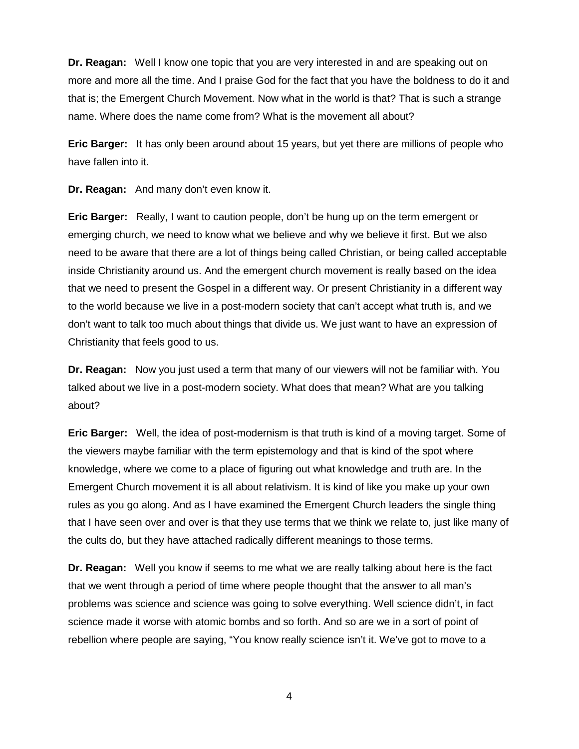**Dr. Reagan:** Well I know one topic that you are very interested in and are speaking out on more and more all the time. And I praise God for the fact that you have the boldness to do it and that is; the Emergent Church Movement. Now what in the world is that? That is such a strange name. Where does the name come from? What is the movement all about?

**Eric Barger:** It has only been around about 15 years, but yet there are millions of people who have fallen into it.

**Dr. Reagan:** And many don't even know it.

**Eric Barger:** Really, I want to caution people, don't be hung up on the term emergent or emerging church, we need to know what we believe and why we believe it first. But we also need to be aware that there are a lot of things being called Christian, or being called acceptable inside Christianity around us. And the emergent church movement is really based on the idea that we need to present the Gospel in a different way. Or present Christianity in a different way to the world because we live in a post-modern society that can't accept what truth is, and we don't want to talk too much about things that divide us. We just want to have an expression of Christianity that feels good to us.

**Dr. Reagan:** Now you just used a term that many of our viewers will not be familiar with. You talked about we live in a post-modern society. What does that mean? What are you talking about?

**Eric Barger:** Well, the idea of post-modernism is that truth is kind of a moving target. Some of the viewers maybe familiar with the term epistemology and that is kind of the spot where knowledge, where we come to a place of figuring out what knowledge and truth are. In the Emergent Church movement it is all about relativism. It is kind of like you make up your own rules as you go along. And as I have examined the Emergent Church leaders the single thing that I have seen over and over is that they use terms that we think we relate to, just like many of the cults do, but they have attached radically different meanings to those terms.

**Dr. Reagan:** Well you know if seems to me what we are really talking about here is the fact that we went through a period of time where people thought that the answer to all man's problems was science and science was going to solve everything. Well science didn't, in fact science made it worse with atomic bombs and so forth. And so are we in a sort of point of rebellion where people are saying, "You know really science isn't it. We've got to move to a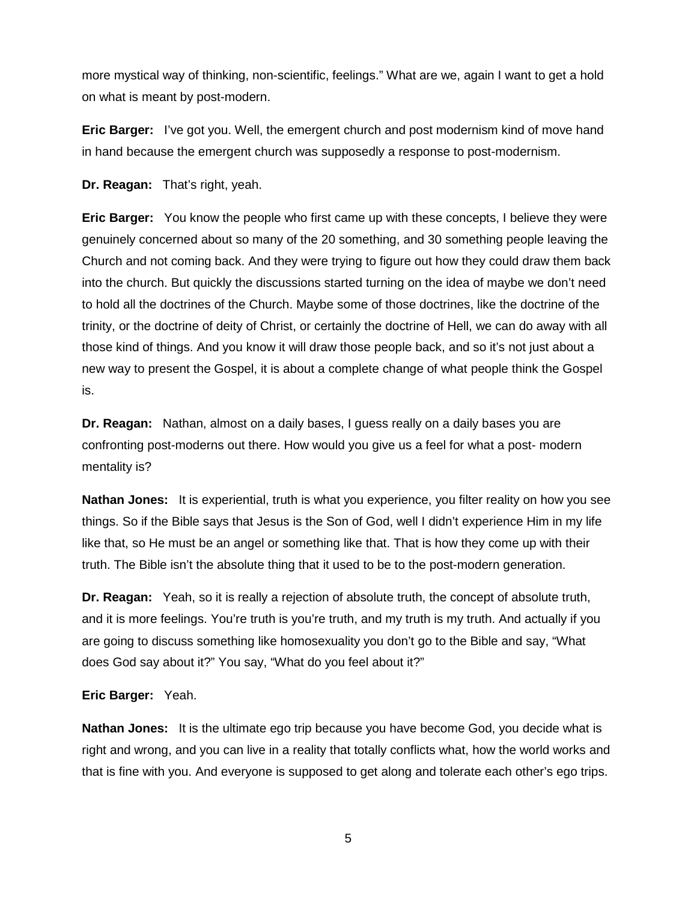more mystical way of thinking, non-scientific, feelings." What are we, again I want to get a hold on what is meant by post-modern.

**Eric Barger:** I've got you. Well, the emergent church and post modernism kind of move hand in hand because the emergent church was supposedly a response to post-modernism.

**Dr. Reagan:** That's right, yeah.

**Eric Barger:** You know the people who first came up with these concepts, I believe they were genuinely concerned about so many of the 20 something, and 30 something people leaving the Church and not coming back. And they were trying to figure out how they could draw them back into the church. But quickly the discussions started turning on the idea of maybe we don't need to hold all the doctrines of the Church. Maybe some of those doctrines, like the doctrine of the trinity, or the doctrine of deity of Christ, or certainly the doctrine of Hell, we can do away with all those kind of things. And you know it will draw those people back, and so it's not just about a new way to present the Gospel, it is about a complete change of what people think the Gospel is.

**Dr. Reagan:** Nathan, almost on a daily bases, I guess really on a daily bases you are confronting post-moderns out there. How would you give us a feel for what a post- modern mentality is?

**Nathan Jones:** It is experiential, truth is what you experience, you filter reality on how you see things. So if the Bible says that Jesus is the Son of God, well I didn't experience Him in my life like that, so He must be an angel or something like that. That is how they come up with their truth. The Bible isn't the absolute thing that it used to be to the post-modern generation.

**Dr. Reagan:** Yeah, so it is really a rejection of absolute truth, the concept of absolute truth, and it is more feelings. You're truth is you're truth, and my truth is my truth. And actually if you are going to discuss something like homosexuality you don't go to the Bible and say, "What does God say about it?" You say, "What do you feel about it?"

**Eric Barger:** Yeah.

**Nathan Jones:** It is the ultimate ego trip because you have become God, you decide what is right and wrong, and you can live in a reality that totally conflicts what, how the world works and that is fine with you. And everyone is supposed to get along and tolerate each other's ego trips.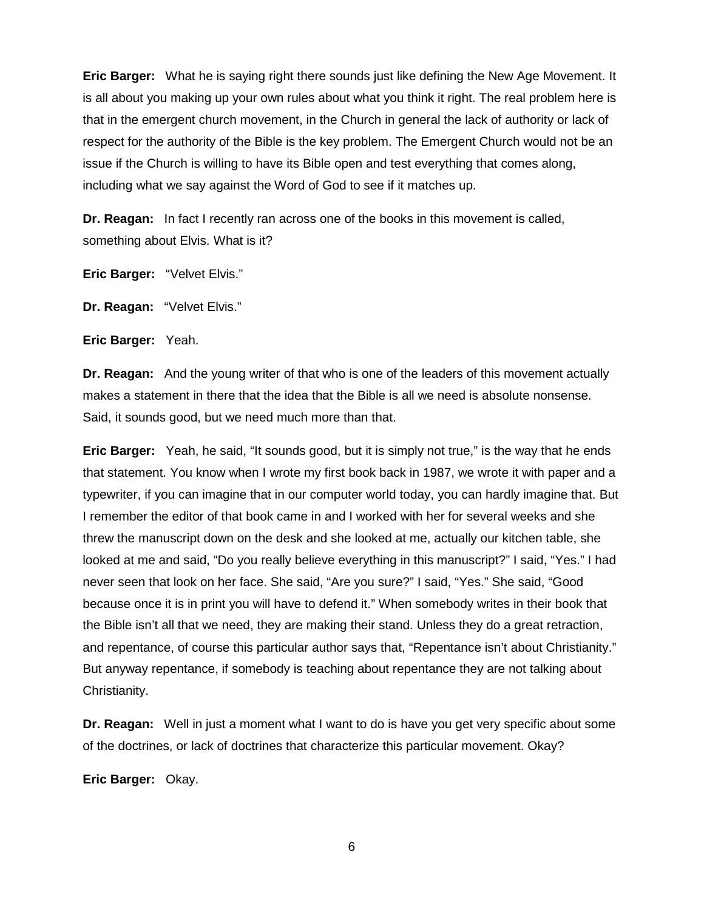**Eric Barger:** What he is saying right there sounds just like defining the New Age Movement. It is all about you making up your own rules about what you think it right. The real problem here is that in the emergent church movement, in the Church in general the lack of authority or lack of respect for the authority of the Bible is the key problem. The Emergent Church would not be an issue if the Church is willing to have its Bible open and test everything that comes along, including what we say against the Word of God to see if it matches up.

**Dr. Reagan:** In fact I recently ran across one of the books in this movement is called, something about Elvis. What is it?

**Eric Barger:** "Velvet Elvis."

**Dr. Reagan:** "Velvet Elvis."

**Eric Barger:** Yeah.

**Dr. Reagan:** And the young writer of that who is one of the leaders of this movement actually makes a statement in there that the idea that the Bible is all we need is absolute nonsense. Said, it sounds good, but we need much more than that.

**Eric Barger:** Yeah, he said, "It sounds good, but it is simply not true," is the way that he ends that statement. You know when I wrote my first book back in 1987, we wrote it with paper and a typewriter, if you can imagine that in our computer world today, you can hardly imagine that. But I remember the editor of that book came in and I worked with her for several weeks and she threw the manuscript down on the desk and she looked at me, actually our kitchen table, she looked at me and said, "Do you really believe everything in this manuscript?" I said, "Yes." I had never seen that look on her face. She said, "Are you sure?" I said, "Yes." She said, "Good because once it is in print you will have to defend it." When somebody writes in their book that the Bible isn't all that we need, they are making their stand. Unless they do a great retraction, and repentance, of course this particular author says that, "Repentance isn't about Christianity." But anyway repentance, if somebody is teaching about repentance they are not talking about Christianity.

**Dr. Reagan:** Well in just a moment what I want to do is have you get very specific about some of the doctrines, or lack of doctrines that characterize this particular movement. Okay?

**Eric Barger:** Okay.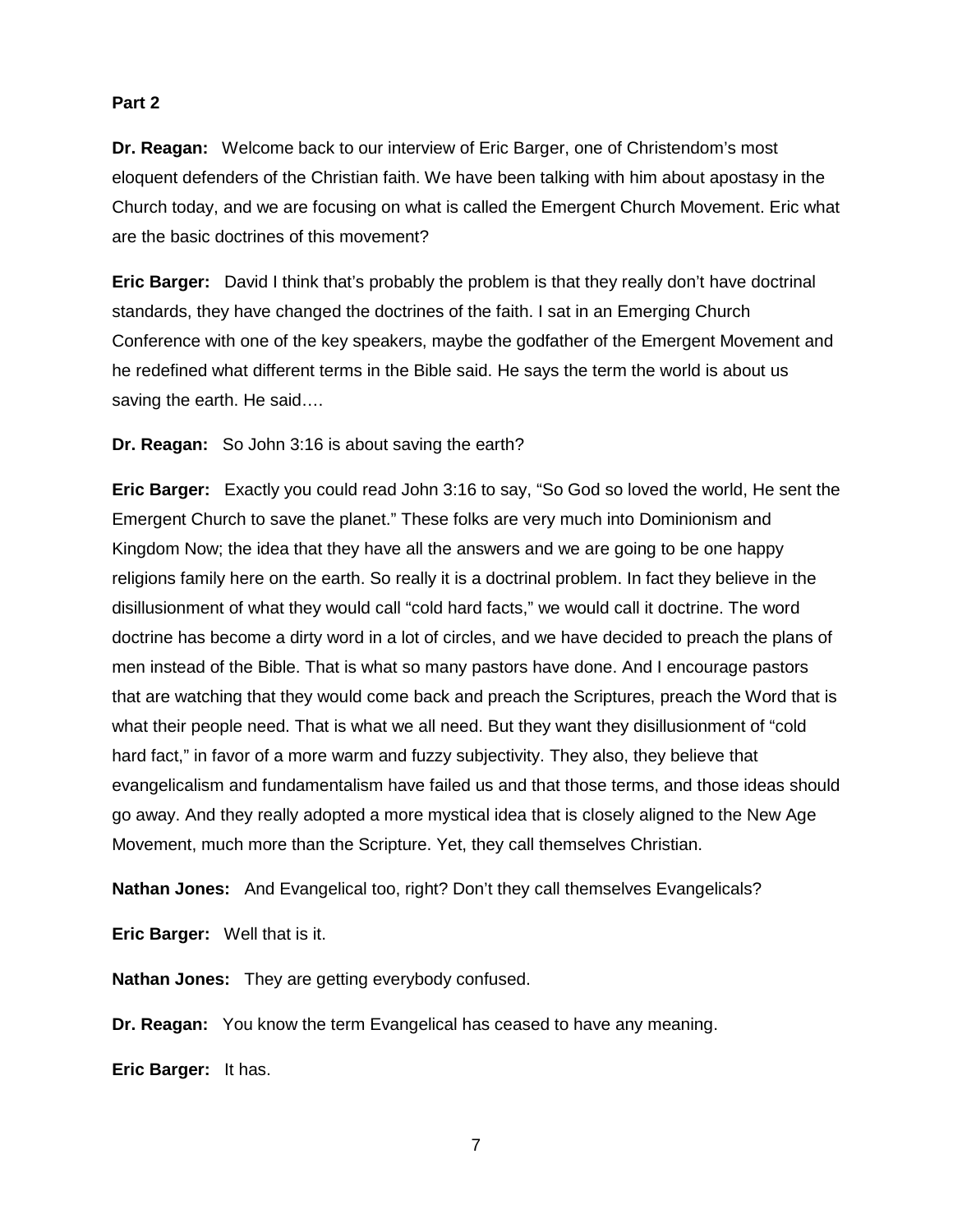**Part 2**

**Dr. Reagan:** Welcome back to our interview of Eric Barger, one of Christendom's most eloquent defenders of the Christian faith. We have been talking with him about apostasy in the Church today, and we are focusing on what is called the Emergent Church Movement. Eric what are the basic doctrines of this movement?

**Eric Barger:** David I think that's probably the problem is that they really don't have doctrinal standards, they have changed the doctrines of the faith. I sat in an Emerging Church Conference with one of the key speakers, maybe the godfather of the Emergent Movement and he redefined what different terms in the Bible said. He says the term the world is about us saving the earth. He said….

**Dr. Reagan:** So John 3:16 is about saving the earth?

**Eric Barger:** Exactly you could read John 3:16 to say, "So God so loved the world, He sent the Emergent Church to save the planet." These folks are very much into Dominionism and Kingdom Now; the idea that they have all the answers and we are going to be one happy religions family here on the earth. So really it is a doctrinal problem. In fact they believe in the disillusionment of what they would call "cold hard facts," we would call it doctrine. The word doctrine has become a dirty word in a lot of circles, and we have decided to preach the plans of men instead of the Bible. That is what so many pastors have done. And I encourage pastors that are watching that they would come back and preach the Scriptures, preach the Word that is what their people need. That is what we all need. But they want they disillusionment of "cold hard fact," in favor of a more warm and fuzzy subjectivity. They also, they believe that evangelicalism and fundamentalism have failed us and that those terms, and those ideas should go away. And they really adopted a more mystical idea that is closely aligned to the New Age Movement, much more than the Scripture. Yet, they call themselves Christian.

**Nathan Jones:** And Evangelical too, right? Don't they call themselves Evangelicals?

**Eric Barger:** Well that is it.

**Nathan Jones:** They are getting everybody confused.

**Dr. Reagan:** You know the term Evangelical has ceased to have any meaning.

**Eric Barger:** It has.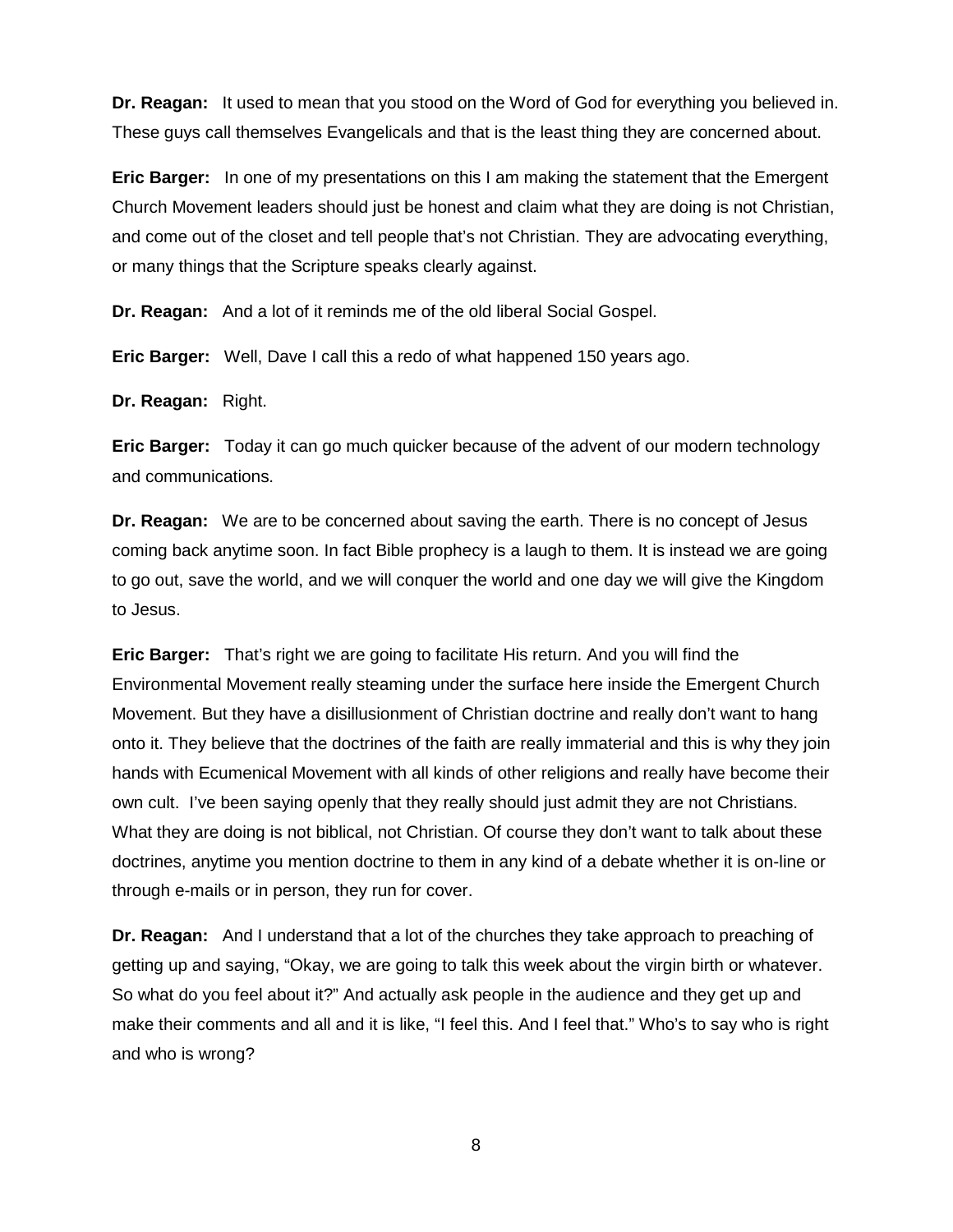**Dr. Reagan:** It used to mean that you stood on the Word of God for everything you believed in. These guys call themselves Evangelicals and that is the least thing they are concerned about.

**Eric Barger:** In one of my presentations on this I am making the statement that the Emergent Church Movement leaders should just be honest and claim what they are doing is not Christian, and come out of the closet and tell people that's not Christian. They are advocating everything, or many things that the Scripture speaks clearly against.

**Dr. Reagan:** And a lot of it reminds me of the old liberal Social Gospel.

**Eric Barger:** Well, Dave I call this a redo of what happened 150 years ago.

**Dr. Reagan:** Right.

**Eric Barger:** Today it can go much quicker because of the advent of our modern technology and communications.

**Dr. Reagan:** We are to be concerned about saving the earth. There is no concept of Jesus coming back anytime soon. In fact Bible prophecy is a laugh to them. It is instead we are going to go out, save the world, and we will conquer the world and one day we will give the Kingdom to Jesus.

**Eric Barger:** That's right we are going to facilitate His return. And you will find the Environmental Movement really steaming under the surface here inside the Emergent Church Movement. But they have a disillusionment of Christian doctrine and really don't want to hang onto it. They believe that the doctrines of the faith are really immaterial and this is why they join hands with Ecumenical Movement with all kinds of other religions and really have become their own cult. I've been saying openly that they really should just admit they are not Christians. What they are doing is not biblical, not Christian. Of course they don't want to talk about these doctrines, anytime you mention doctrine to them in any kind of a debate whether it is on-line or through e-mails or in person, they run for cover.

**Dr. Reagan:** And I understand that a lot of the churches they take approach to preaching of getting up and saying, "Okay, we are going to talk this week about the virgin birth or whatever. So what do you feel about it?" And actually ask people in the audience and they get up and make their comments and all and it is like, "I feel this. And I feel that." Who's to say who is right and who is wrong?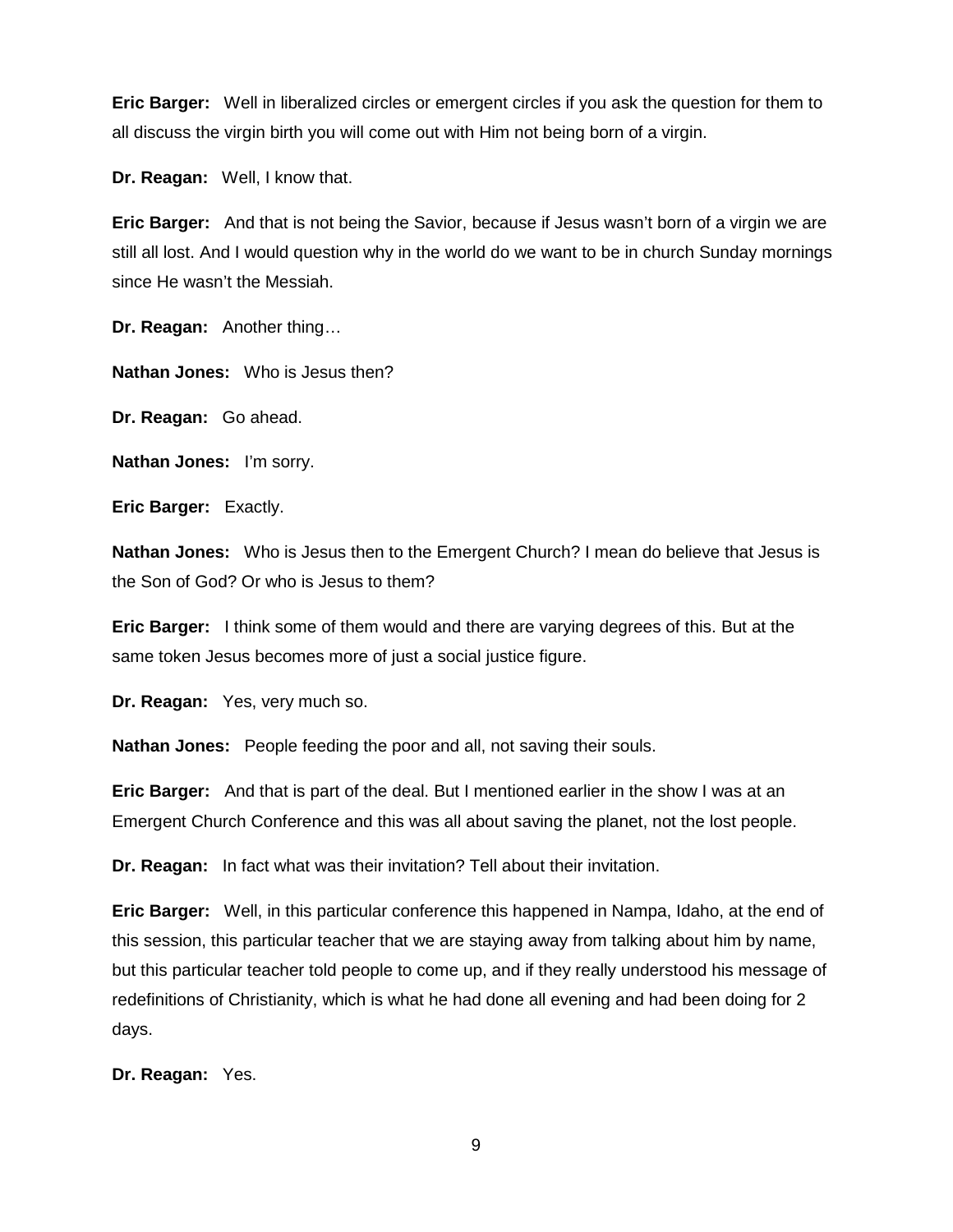**Eric Barger:** Well in liberalized circles or emergent circles if you ask the question for them to all discuss the virgin birth you will come out with Him not being born of a virgin.

**Dr. Reagan:** Well, I know that.

**Eric Barger:** And that is not being the Savior, because if Jesus wasn't born of a virgin we are still all lost. And I would question why in the world do we want to be in church Sunday mornings since He wasn't the Messiah.

**Dr. Reagan:** Another thing…

**Nathan Jones:** Who is Jesus then?

**Dr. Reagan:** Go ahead.

**Nathan Jones:** I'm sorry.

**Eric Barger:** Exactly.

**Nathan Jones:** Who is Jesus then to the Emergent Church? I mean do believe that Jesus is the Son of God? Or who is Jesus to them?

**Eric Barger:** I think some of them would and there are varying degrees of this. But at the same token Jesus becomes more of just a social justice figure.

**Dr. Reagan:** Yes, very much so.

**Nathan Jones:** People feeding the poor and all, not saving their souls.

**Eric Barger:** And that is part of the deal. But I mentioned earlier in the show I was at an Emergent Church Conference and this was all about saving the planet, not the lost people.

**Dr. Reagan:** In fact what was their invitation? Tell about their invitation.

**Eric Barger:** Well, in this particular conference this happened in Nampa, Idaho, at the end of this session, this particular teacher that we are staying away from talking about him by name, but this particular teacher told people to come up, and if they really understood his message of redefinitions of Christianity, which is what he had done all evening and had been doing for 2 days.

**Dr. Reagan:** Yes.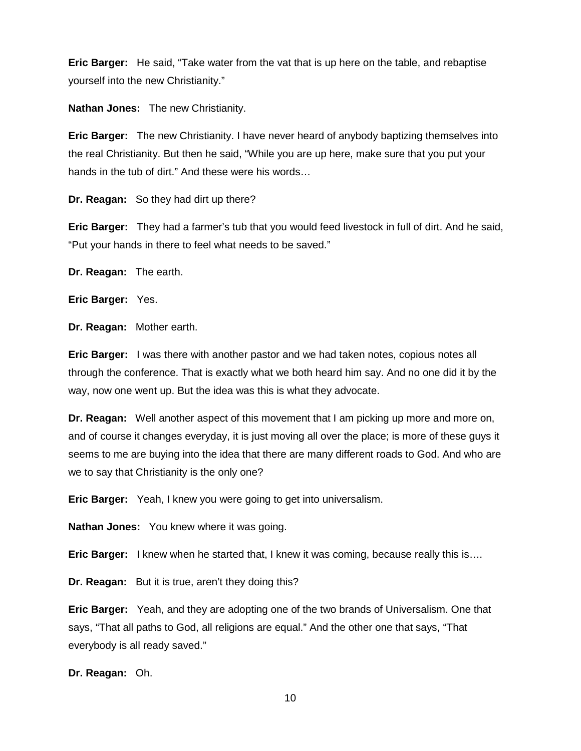**Eric Barger:** He said, "Take water from the vat that is up here on the table, and rebaptise yourself into the new Christianity."

**Nathan Jones:** The new Christianity.

**Eric Barger:** The new Christianity. I have never heard of anybody baptizing themselves into the real Christianity. But then he said, "While you are up here, make sure that you put your hands in the tub of dirt." And these were his words…

**Dr. Reagan:** So they had dirt up there?

**Eric Barger:** They had a farmer's tub that you would feed livestock in full of dirt. And he said, "Put your hands in there to feel what needs to be saved."

**Dr. Reagan:** The earth.

**Eric Barger:** Yes.

**Dr. Reagan:** Mother earth.

**Eric Barger:** I was there with another pastor and we had taken notes, copious notes all through the conference. That is exactly what we both heard him say. And no one did it by the way, now one went up. But the idea was this is what they advocate.

**Dr. Reagan:** Well another aspect of this movement that I am picking up more and more on, and of course it changes everyday, it is just moving all over the place; is more of these guys it seems to me are buying into the idea that there are many different roads to God. And who are we to say that Christianity is the only one?

**Eric Barger:** Yeah, I knew you were going to get into universalism.

**Nathan Jones:** You knew where it was going.

**Eric Barger:** I knew when he started that, I knew it was coming, because really this is….

**Dr. Reagan:** But it is true, aren't they doing this?

**Eric Barger:** Yeah, and they are adopting one of the two brands of Universalism. One that says, "That all paths to God, all religions are equal." And the other one that says, "That everybody is all ready saved."

**Dr. Reagan:** Oh.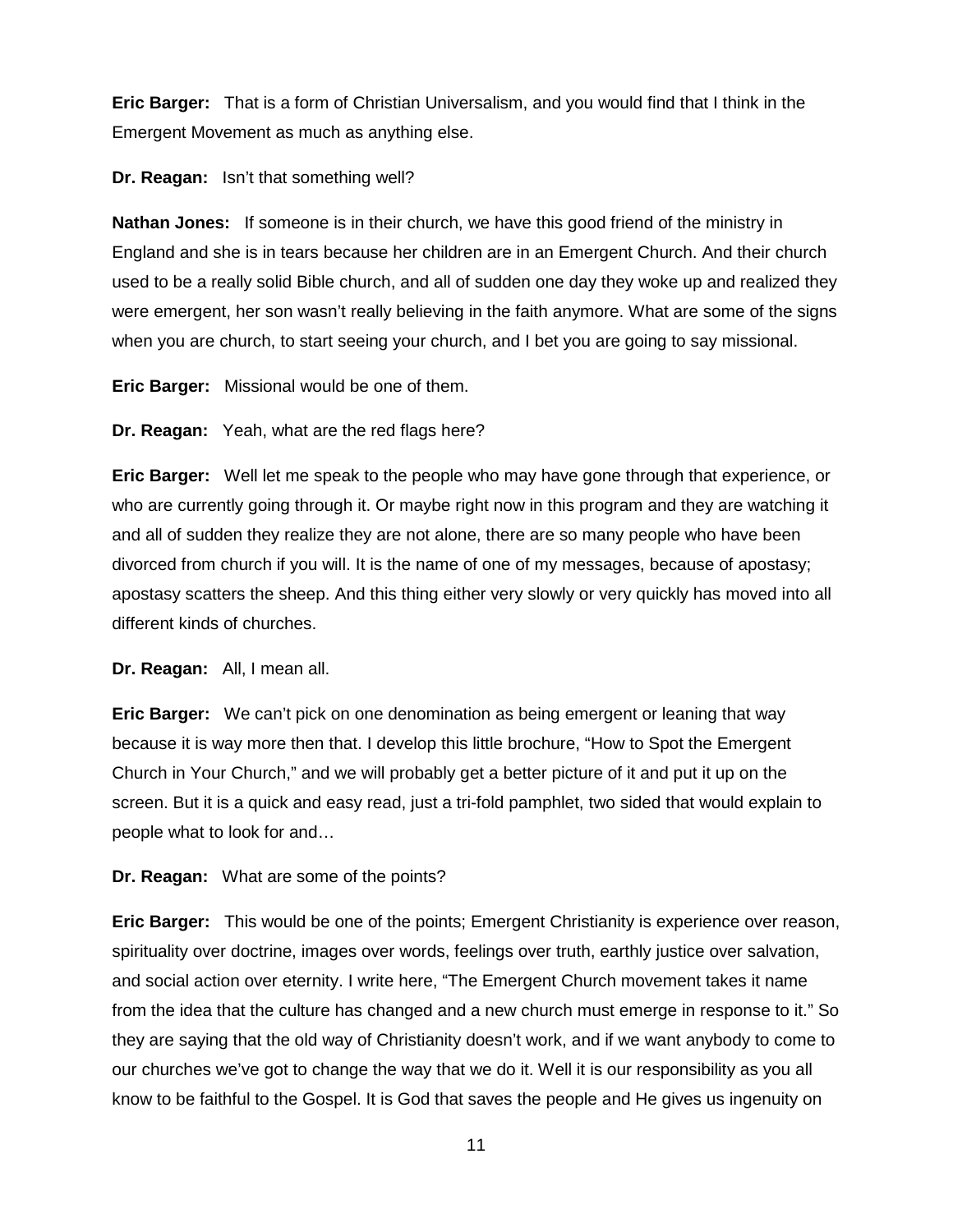**Eric Barger:** That is a form of Christian Universalism, and you would find that I think in the Emergent Movement as much as anything else.

**Dr. Reagan:** Isn't that something well?

**Nathan Jones:** If someone is in their church, we have this good friend of the ministry in England and she is in tears because her children are in an Emergent Church. And their church used to be a really solid Bible church, and all of sudden one day they woke up and realized they were emergent, her son wasn't really believing in the faith anymore. What are some of the signs when you are church, to start seeing your church, and I bet you are going to say missional.

**Eric Barger:** Missional would be one of them.

**Dr. Reagan:** Yeah, what are the red flags here?

**Eric Barger:** Well let me speak to the people who may have gone through that experience, or who are currently going through it. Or maybe right now in this program and they are watching it and all of sudden they realize they are not alone, there are so many people who have been divorced from church if you will. It is the name of one of my messages, because of apostasy; apostasy scatters the sheep. And this thing either very slowly or very quickly has moved into all different kinds of churches.

**Dr. Reagan:** All, I mean all.

**Eric Barger:** We can't pick on one denomination as being emergent or leaning that way because it is way more then that. I develop this little brochure, "How to Spot the Emergent Church in Your Church," and we will probably get a better picture of it and put it up on the screen. But it is a quick and easy read, just a tri-fold pamphlet, two sided that would explain to people what to look for and…

**Dr. Reagan:** What are some of the points?

**Eric Barger:** This would be one of the points; Emergent Christianity is experience over reason, spirituality over doctrine, images over words, feelings over truth, earthly justice over salvation, and social action over eternity. I write here, "The Emergent Church movement takes it name from the idea that the culture has changed and a new church must emerge in response to it." So they are saying that the old way of Christianity doesn't work, and if we want anybody to come to our churches we've got to change the way that we do it. Well it is our responsibility as you all know to be faithful to the Gospel. It is God that saves the people and He gives us ingenuity on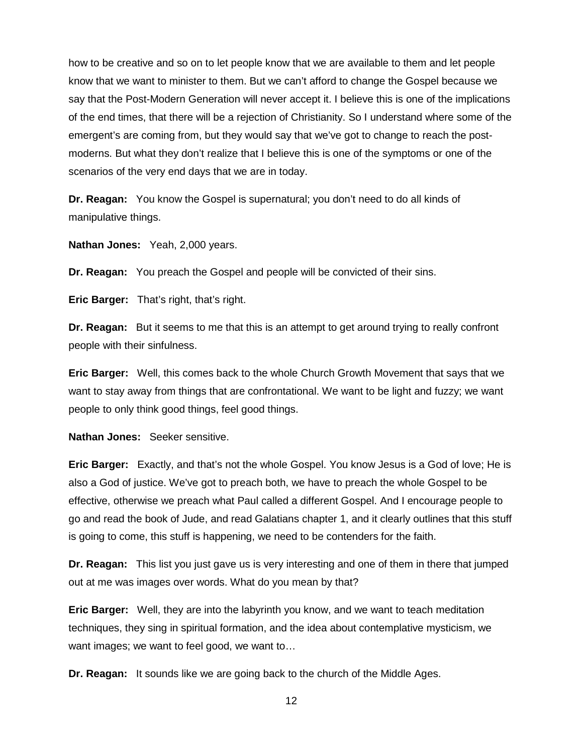how to be creative and so on to let people know that we are available to them and let people know that we want to minister to them. But we can't afford to change the Gospel because we say that the Post-Modern Generation will never accept it. I believe this is one of the implications of the end times, that there will be a rejection of Christianity. So I understand where some of the emergent's are coming from, but they would say that we've got to change to reach the post-moderns. But what they don't realize that I believe this is one of the symptoms or one of the scenarios of the very end days that we are in today.

**Dr. Reagan:** You know the Gospel is supernatural; you don't need to do all kinds of manipulative things.

**Nathan Jones:** Yeah, 2,000 years.

**Dr. Reagan:** You preach the Gospel and people will be convicted of their sins.

**Eric Barger:** That's right, that's right.

**Dr. Reagan:** But it seems to me that this is an attempt to get around trying to really confront people with their sinfulness.

**Eric Barger:** Well, this comes back to the whole Church Growth Movement that says that we want to stay away from things that are confrontational. We want to be light and fuzzy; we want people to only think good things, feel good things.

**Nathan Jones:** Seeker sensitive.

**Eric Barger:** Exactly, and that's not the whole Gospel. You know Jesus is a God of love; He is also a God of justice. We've got to preach both, we have to preach the whole Gospel to be effective, otherwise we preach what Paul called a different Gospel. And I encourage people to go and read the book of Jude, and read Galatians chapter 1, and it clearly outlines that this stuff is going to come, this stuff is happening, we need to be contenders for the faith.

**Dr. Reagan:** This list you just gave us is very interesting and one of them in there that jumped out at me was images over words. What do you mean by that?

**Eric Barger:** Well, they are into the labyrinth you know, and we want to teach meditation techniques, they sing in spiritual formation, and the idea about contemplative mysticism, we want images; we want to feel good, we want to…

**Dr. Reagan:** It sounds like we are going back to the church of the Middle Ages.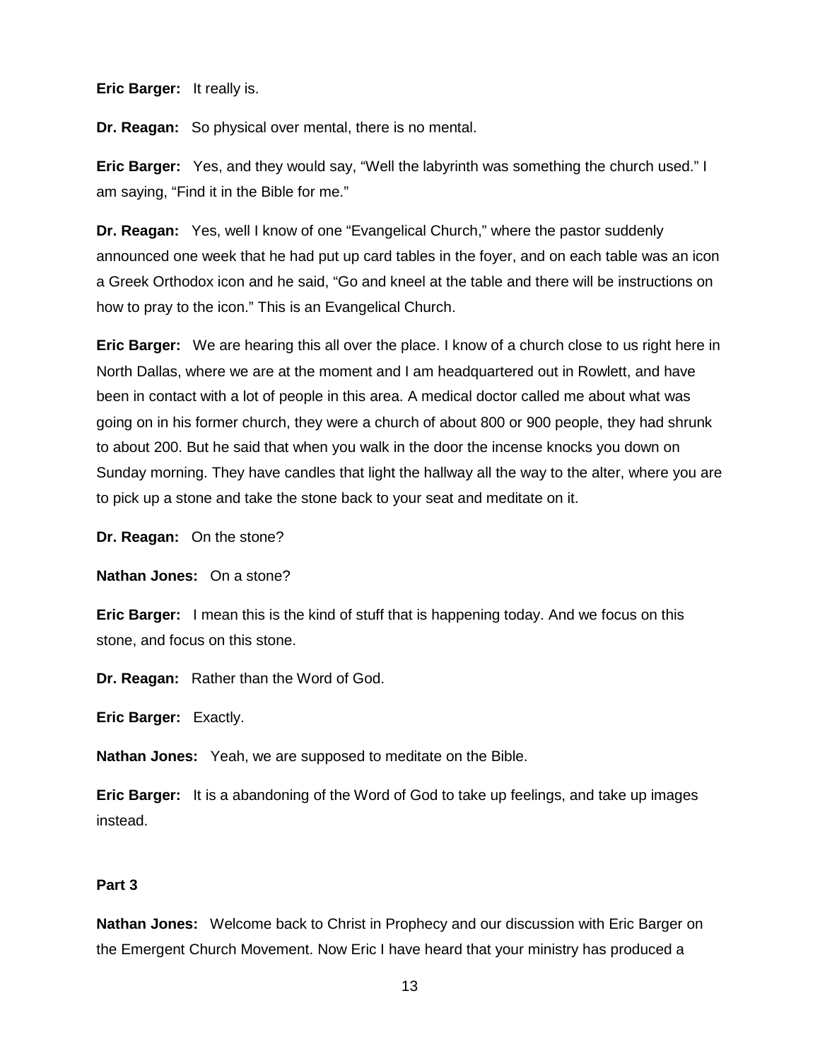**Eric Barger:** It really is.

**Dr. Reagan:** So physical over mental, there is no mental.

**Eric Barger:** Yes, and they would say, "Well the labyrinth was something the church used." I am saying, "Find it in the Bible for me."

**Dr. Reagan:** Yes, well I know of one "Evangelical Church," where the pastor suddenly announced one week that he had put up card tables in the foyer, and on each table was an icon a Greek Orthodox icon and he said, "Go and kneel at the table and there will be instructions on how to pray to the icon." This is an Evangelical Church.

**Eric Barger:** We are hearing this all over the place. I know of a church close to us right here in North Dallas, where we are at the moment and I am headquartered out in Rowlett, and have been in contact with a lot of people in this area. A medical doctor called me about what was going on in his former church, they were a church of about 800 or 900 people, they had shrunk to about 200. But he said that when you walk in the door the incense knocks you down on Sunday morning. They have candles that light the hallway all the way to the alter, where you are to pick up a stone and take the stone back to your seat and meditate on it.

**Dr. Reagan:** On the stone?

**Nathan Jones:** On a stone?

**Eric Barger:** I mean this is the kind of stuff that is happening today. And we focus on this stone, and focus on this stone.

**Dr. Reagan:** Rather than the Word of God.

**Eric Barger:** Exactly.

**Nathan Jones:** Yeah, we are supposed to meditate on the Bible.

**Eric Barger:** It is a abandoning of the Word of God to take up feelings, and take up images instead.

**Part 3**

**Nathan Jones:** Welcome back to Christ in Prophecy and our discussion with Eric Barger on the Emergent Church Movement. Now Eric I have heard that your ministry has produced a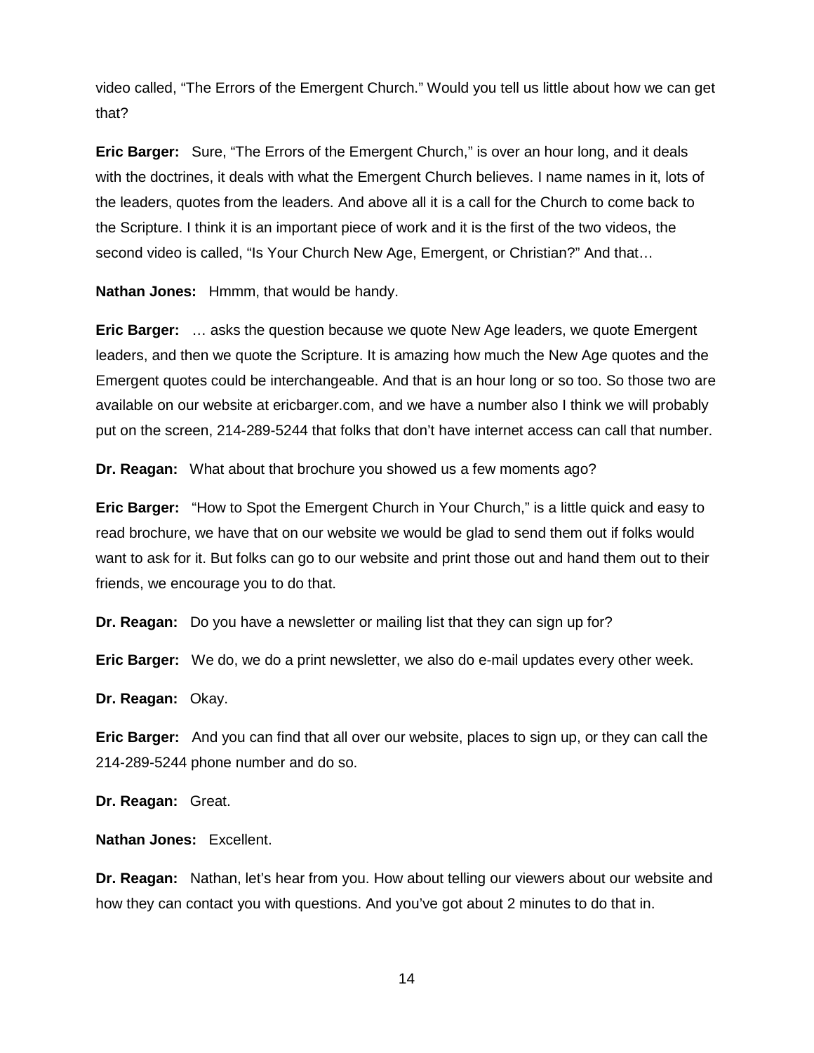video called, "The Errors of the Emergent Church." Would you tell us little about how we can get that?

**Eric Barger:** Sure, "The Errors of the Emergent Church," is over an hour long, and it deals with the doctrines, it deals with what the Emergent Church believes. I name names in it, lots of the leaders, quotes from the leaders. And above all it is a call for the Church to come back to the Scripture. I think it is an important piece of work and it is the first of the two videos, the second video is called, "Is Your Church New Age, Emergent, or Christian?" And that…

**Nathan Jones:** Hmmm, that would be handy.

**Eric Barger:** … asks the question because we quote New Age leaders, we quote Emergent leaders, and then we quote the Scripture. It is amazing how much the New Age quotes and the Emergent quotes could be interchangeable. And that is an hour long or so too. So those two are available on our website at ericbarger.com, and we have a number also I think we will probably put on the screen, 214-289-5244 that folks that don't have internet access can call that number.

**Dr. Reagan:** What about that brochure you showed us a few moments ago?

**Eric Barger:** "How to Spot the Emergent Church in Your Church," is a little quick and easy to read brochure, we have that on our website we would be glad to send them out if folks would want to ask for it. But folks can go to our website and print those out and hand them out to their friends, we encourage you to do that.

**Dr. Reagan:** Do you have a newsletter or mailing list that they can sign up for?

**Eric Barger:** We do, we do a print newsletter, we also do e-mail updates every other week.

**Dr. Reagan:** Okay.

**Eric Barger:** And you can find that all over our website, places to sign up, or they can call the 214-289-5244 phone number and do so.

**Dr. Reagan:** Great.

**Nathan Jones:** Excellent.

**Dr. Reagan:** Nathan, let's hear from you. How about telling our viewers about our website and how they can contact you with questions. And you've got about 2 minutes to do that in.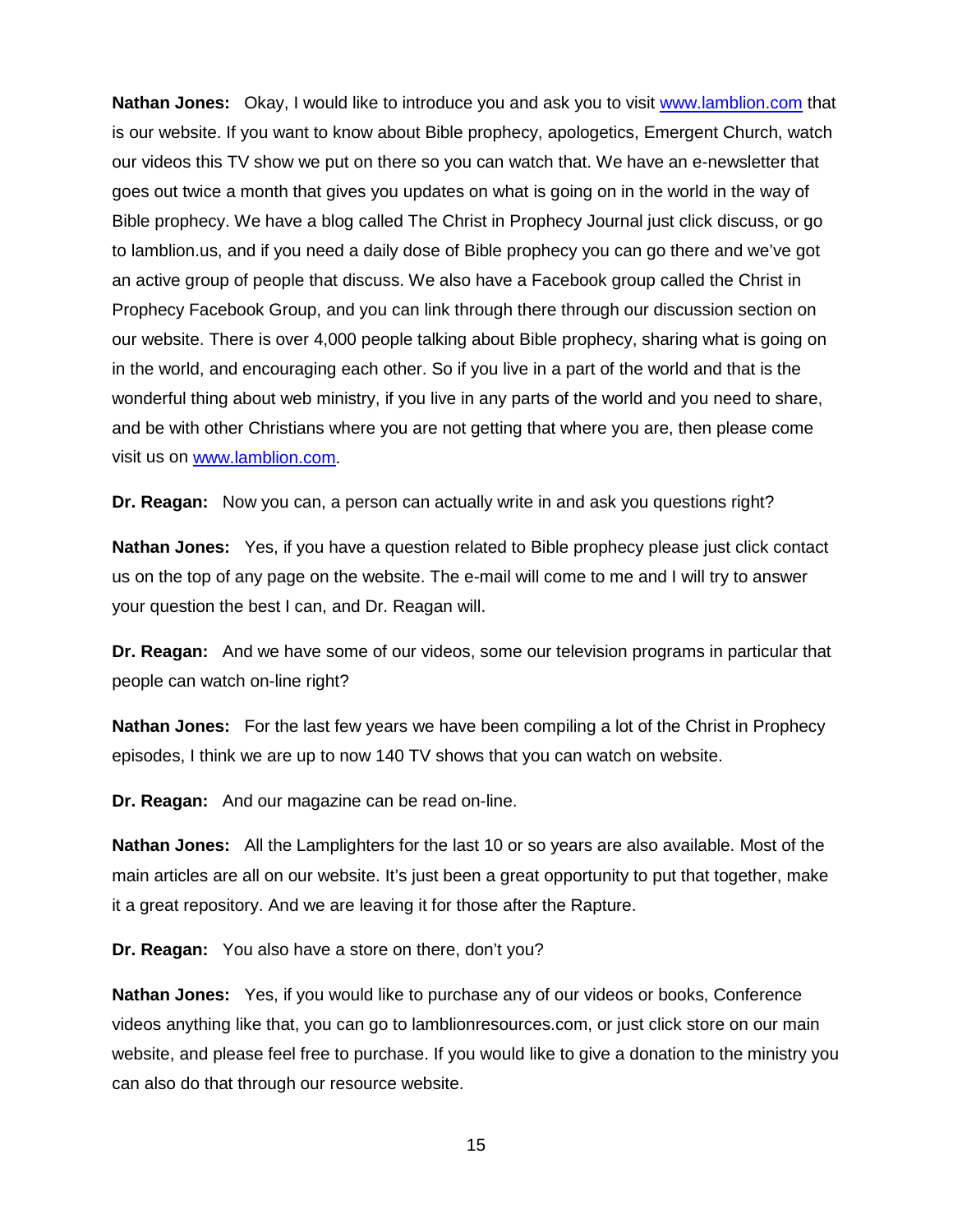**Nathan Jones:** Okay, I would like to introduce you and ask you to visit [www.lamblion.com](http://www.lamblion.com) that is our website. If you want to know about Bible prophecy, apologetics, Emergent Church, watch our videos this TV show we put on there so you can watch that. We have an e-newsletter that goes out twice a month that gives you updates on what is going on in the world in the way of Bible prophecy. We have a blog called The Christ in Prophecy Journal just click discuss, or go to lamblion.us, and if you need a daily dose of Bible prophecy you can go there and we've got an active group of people that discuss. We also have a Facebook group called the Christ in Prophecy Facebook Group, and you can link through there through our discussion section on our website. There is over 4,000 people talking about Bible prophecy, sharing what is going on in the world, and encouraging each other. So if you live in a part of the world and that is the wonderful thing about web ministry, if you live in any parts of the world and you need to share, and be with other Christians where you are not getting that where you are, then please come visit us on [www.lamblion.com](http://www.lamblion.com).

**Dr. Reagan:** Now you can, a person can actually write in and ask you questions right?

**Nathan Jones:** Yes, if you have a question related to Bible prophecy please just click contact us on the top of any page on the website. The e-mail will come to me and I will try to answer your question the best I can, and Dr. Reagan will.

**Dr. Reagan:** And we have some of our videos, some our television programs in particular that people can watch on-line right?

**Nathan Jones:** For the last few years we have been compiling a lot of the Christ in Prophecy episodes, I think we are up to now 140 TV shows that you can watch on website.

**Dr. Reagan:** And our magazine can be read on-line.

**Nathan Jones:** All the Lamplighters for the last 10 or so years are also available. Most of the main articles are all on our website. It's just been a great opportunity to put that together, make it a great repository. And we are leaving it for those after the Rapture.

**Dr. Reagan:** You also have a store on there, don't you?

**Nathan Jones:** Yes, if you would like to purchase any of our videos or books, Conference videos anything like that, you can go to lamblionresources.com, or just click store on our main website, and please feel free to purchase. If you would like to give a donation to the ministry you can also do that through our resource website.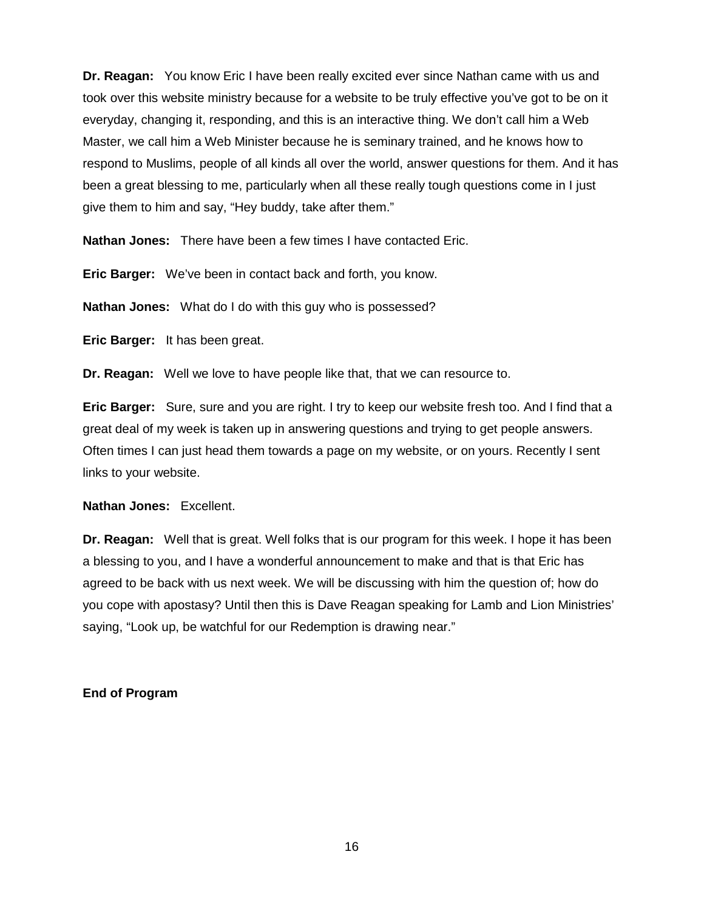**Dr. Reagan:** You know Eric I have been really excited ever since Nathan came with us and took over this website ministry because for a website to be truly effective you've got to be on it everyday, changing it, responding, and this is an interactive thing. We don't call him a Web Master, we call him a Web Minister because he is seminary trained, and he knows how to respond to Muslims, people of all kinds all over the world, answer questions for them. And it has been a great blessing to me, particularly when all these really tough questions come in I just give them to him and say, "Hey buddy, take after them."

**Nathan Jones:** There have been a few times I have contacted Eric.

**Eric Barger:** We've been in contact back and forth, you know.

**Nathan Jones:** What do I do with this guy who is possessed?

**Eric Barger:** It has been great.

**Dr. Reagan:** Well we love to have people like that, that we can resource to.

**Eric Barger:** Sure, sure and you are right. I try to keep our website fresh too. And I find that a great deal of my week is taken up in answering questions and trying to get people answers. Often times I can just head them towards a page on my website, or on yours. Recently I sent links to your website.

**Nathan Jones:** Excellent.

**Dr. Reagan:** Well that is great. Well folks that is our program for this week. I hope it has been a blessing to you, and I have a wonderful announcement to make and that is that Eric has agreed to be back with us next week. We will be discussing with him the question of; how do you cope with apostasy? Until then this is Dave Reagan speaking for Lamb and Lion Ministries' saying, "Look up, be watchful for our Redemption is drawing near."

**End of Program**